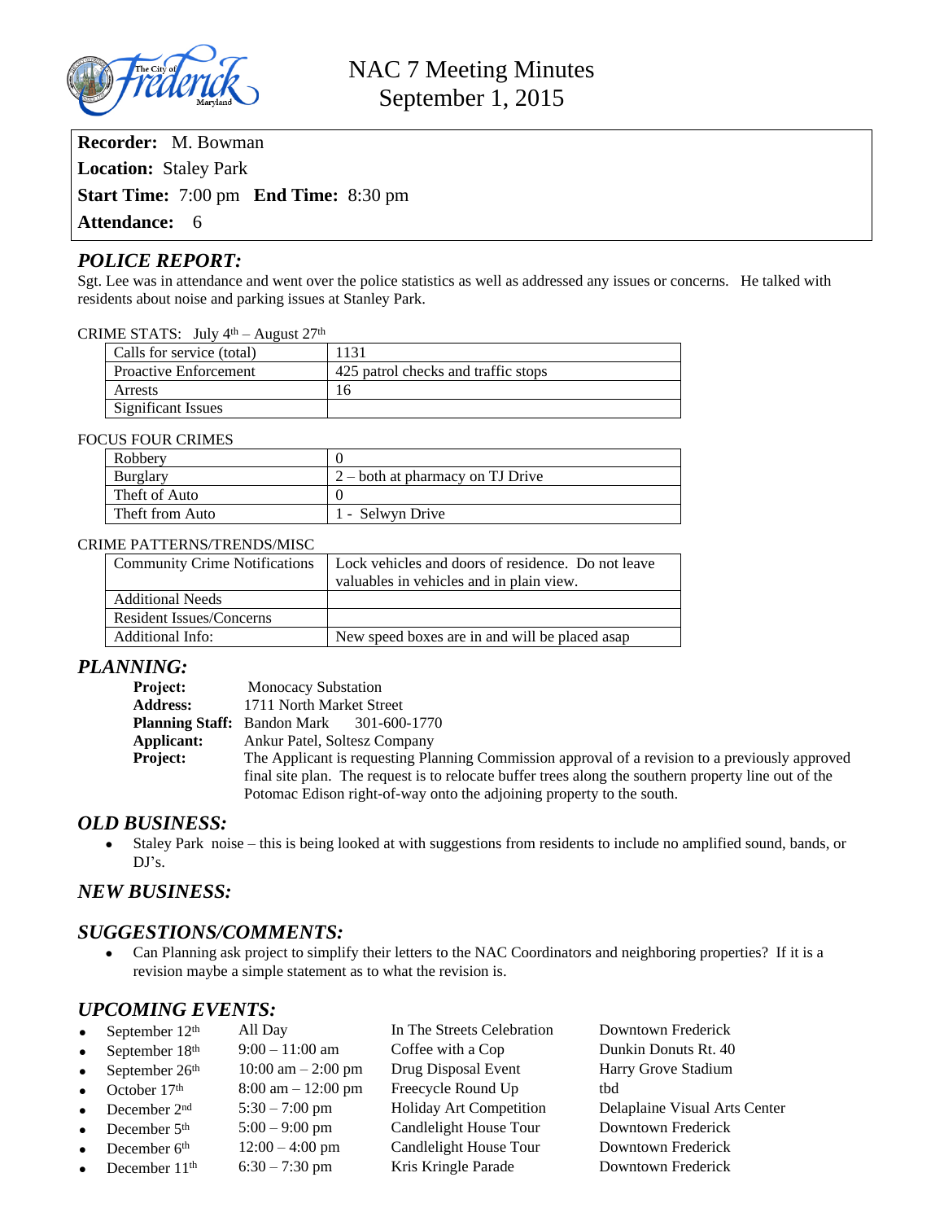# NAC 7 Meeting Minutes
## September 1, 2015

**Recorder:** M. Bowman
**Location:** Staley Park
**Start Time:** 7:00 pm **End Time:** 8:30 pm
**Attendance:** 6

## *POLICE REPORT:*

Sgt. Lee was in attendance and went over the police statistics as well as addressed any issues or concerns. He talked with residents about noise and parking issues at Stanley Park.

CRIME STATS: July 4th – August 27th

| Calls for service (total) | 1131 |
|---|---|
| Proactive Enforcement | 425 patrol checks and traffic stops |
| Arrests | 16 |
| Significant Issues | |

FOCUS FOUR CRIMES

| Robbery | 0 |
|---|---|
| Burglary | 2 – both at pharmacy on TJ Drive |
| Theft of Auto | 0 |
| Theft from Auto | 1 - Selwyn Drive |

CRIME PATTERNS/TRENDS/MISC

| Community Crime Notifications | Lock vehicles and doors of residence. Do not leave valuables in vehicles and in plain view. |
|---|---|
| Additional Needs | |
| Resident Issues/Concerns | |
| Additional Info: | New speed boxes are in and will be placed asap |

## *PLANNING:*

**Project:** Monocacy Substation
**Address:** 1711 North Market Street
**Planning Staff:** Bandon Mark 301-600-1770
**Applicant:** Ankur Patel, Soltesz Company
**Project:** The Applicant is requesting Planning Commission approval of a revision to a previously approved final site plan. The request is to relocate buffer trees along the southern property line out of the Potomac Edison right-of-way onto the adjoining property to the south.

## *OLD BUSINESS:*

- Staley Park noise – this is being looked at with suggestions from residents to include no amplified sound, bands, or DJ's.

## *NEW BUSINESS:*

## *SUGGESTIONS/COMMENTS:*

- Can Planning ask project to simplify their letters to the NAC Coordinators and neighboring properties? If it is a revision maybe a simple statement as to what the revision is.

## *UPCOMING EVENTS:*

- September 12th — All Day — In The Streets Celebration — Downtown Frederick
- September 18th — 9:00 – 11:00 am — Coffee with a Cop — Dunkin Donuts Rt. 40
- September 26th — 10:00 am – 2:00 pm — Drug Disposal Event — Harry Grove Stadium
- October 17th — 8:00 am – 12:00 pm — Freecycle Round Up — tbd
- December 2nd — 5:30 – 7:00 pm — Holiday Art Competition — Delaplaine Visual Arts Center
- December 5th — 5:00 – 9:00 pm — Candlelight House Tour — Downtown Frederick
- December 6th — 12:00 – 4:00 pm — Candlelight House Tour — Downtown Frederick
- December 11th — 6:30 – 7:30 pm — Kris Kringle Parade — Downtown Frederick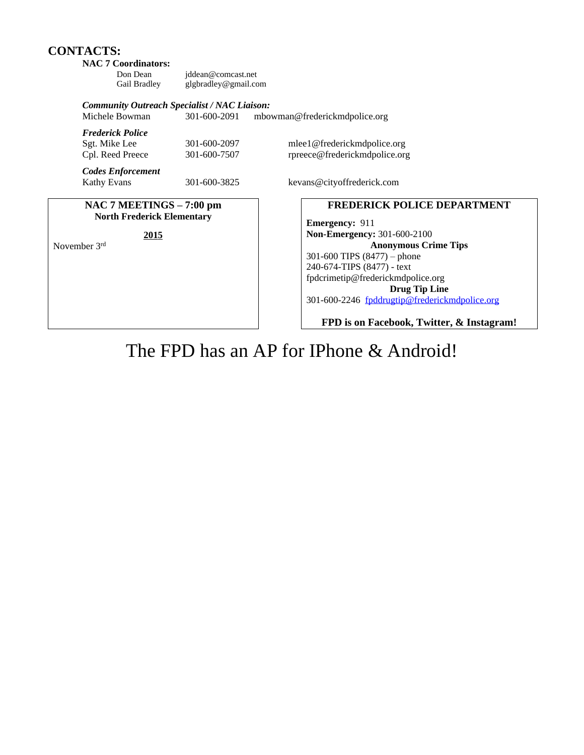## CONTACTS:

**NAC 7 Coordinators:**

Don Dean jddean@comcast.net
Gail Bradley glgbradley@gmail.com

***Community Outreach Specialist / NAC Liaison:***

Michele Bowman 301-600-2091 mbowman@frederickmdpolice.org

***Frederick Police***

Sgt. Mike Lee 301-600-2097 mlee1@frederickmdpolice.org
Cpl. Reed Preece 301-600-7507 rpreece@frederickmdpolice.org

***Codes Enforcement***

Kathy Evans 301-600-3825 kevans@cityoffrederick.com

**NAC 7 MEETINGS – 7:00 pm**
**North Frederick Elementary**

**2015**

November 3rd

**FREDERICK POLICE DEPARTMENT**

**Emergency:** 911
**Non-Emergency:** 301-600-2100

**Anonymous Crime Tips**

301-600 TIPS (8477) – phone
240-674-TIPS (8477) - text
fpdcrimetip@frederickmdpolice.org

**Drug Tip Line**

301-600-2246 fpddrugtip@frederickmdpolice.org

**FPD is on Facebook, Twitter, & Instagram!**

The FPD has an AP for IPhone & Android!